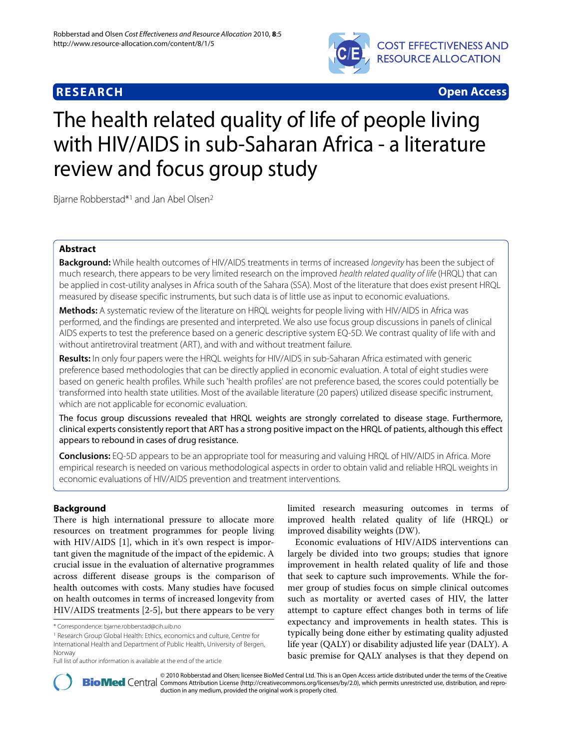**RESEARCH** **Open Access**

# The health related quality of life of people living with HIV/AIDS in sub-Saharan Africa - a literature review and focus group study

Bjarne Robberstad*[1] and Jan Abel Olsen[2]

## Abstract

**Background:** While health outcomes of HIV/AIDS treatments in terms of increased *longevity* has been the subject of much research, there appears to be very limited research on the improved *health related quality of life* (HRQL) that can be applied in cost-utility analyses in Africa south of the Sahara (SSA). Most of the literature that does exist present HRQL measured by disease specific instruments, but such data is of little use as input to economic evaluations.

**Methods:** A systematic review of the literature on HRQL weights for people living with HIV/AIDS in Africa was performed, and the findings are presented and interpreted. We also use focus group discussions in panels of clinical AIDS experts to test the preference based on a generic descriptive system EQ-5D. We contrast quality of life with and without antiretroviral treatment (ART), and with and without treatment failure.

**Results:** In only four papers were the HRQL weights for HIV/AIDS in sub-Saharan Africa estimated with generic preference based methodologies that can be directly applied in economic evaluation. A total of eight studies were based on generic health profiles. While such 'health profiles' are not preference based, the scores could potentially be transformed into health state utilities. Most of the available literature (20 papers) utilized disease specific instrument, which are not applicable for economic evaluation.

The focus group discussions revealed that HRQL weights are strongly correlated to disease stage. Furthermore, clinical experts consistently report that ART has a strong positive impact on the HRQL of patients, although this effect appears to rebound in cases of drug resistance.

**Conclusions:** EQ-5D appears to be an appropriate tool for measuring and valuing HRQL of HIV/AIDS in Africa. More empirical research is needed on various methodological aspects in order to obtain valid and reliable HRQL weights in economic evaluations of HIV/AIDS prevention and treatment interventions.

## Background

There is high international pressure to allocate more resources on treatment programmes for people living with HIV/AIDS [1], which in it's own respect is important given the magnitude of the impact of the epidemic. A crucial issue in the evaluation of alternative programmes across different disease groups is the comparison of health outcomes with costs. Many studies have focused on health outcomes in terms of increased longevity from HIV/AIDS treatments [2-5], but there appears to be very limited research measuring outcomes in terms of improved health related quality of life (HRQL) or improved disability weights (DW).

Economic evaluations of HIV/AIDS interventions can largely be divided into two groups; studies that ignore improvement in health related quality of life and those that seek to capture such improvements. While the former group of studies focus on simple clinical outcomes such as mortality or averted cases of HIV, the latter attempt to capture effect changes both in terms of life expectancy and improvements in health states. This is typically being done either by estimating quality adjusted life year (QALY) or disability adjusted life year (DALY). A basic premise for QALY analyses is that they depend on

\* Correspondence: bjarne.robberstad@cih.uib.no

[1] Research Group Global Health: Ethics, economics and culture, Centre for International Health and Department of Public Health, University of Bergen, Norway

Full list of author information is available at the end of the article

© 2010 Robberstad and Olsen; licensee BioMed Central Ltd. This is an Open Access article distributed under the terms of the Creative Commons Attribution License (http://creativecommons.org/licenses/by/2.0), which permits unrestricted use, distribution, and reproduction in any medium, provided the original work is properly cited.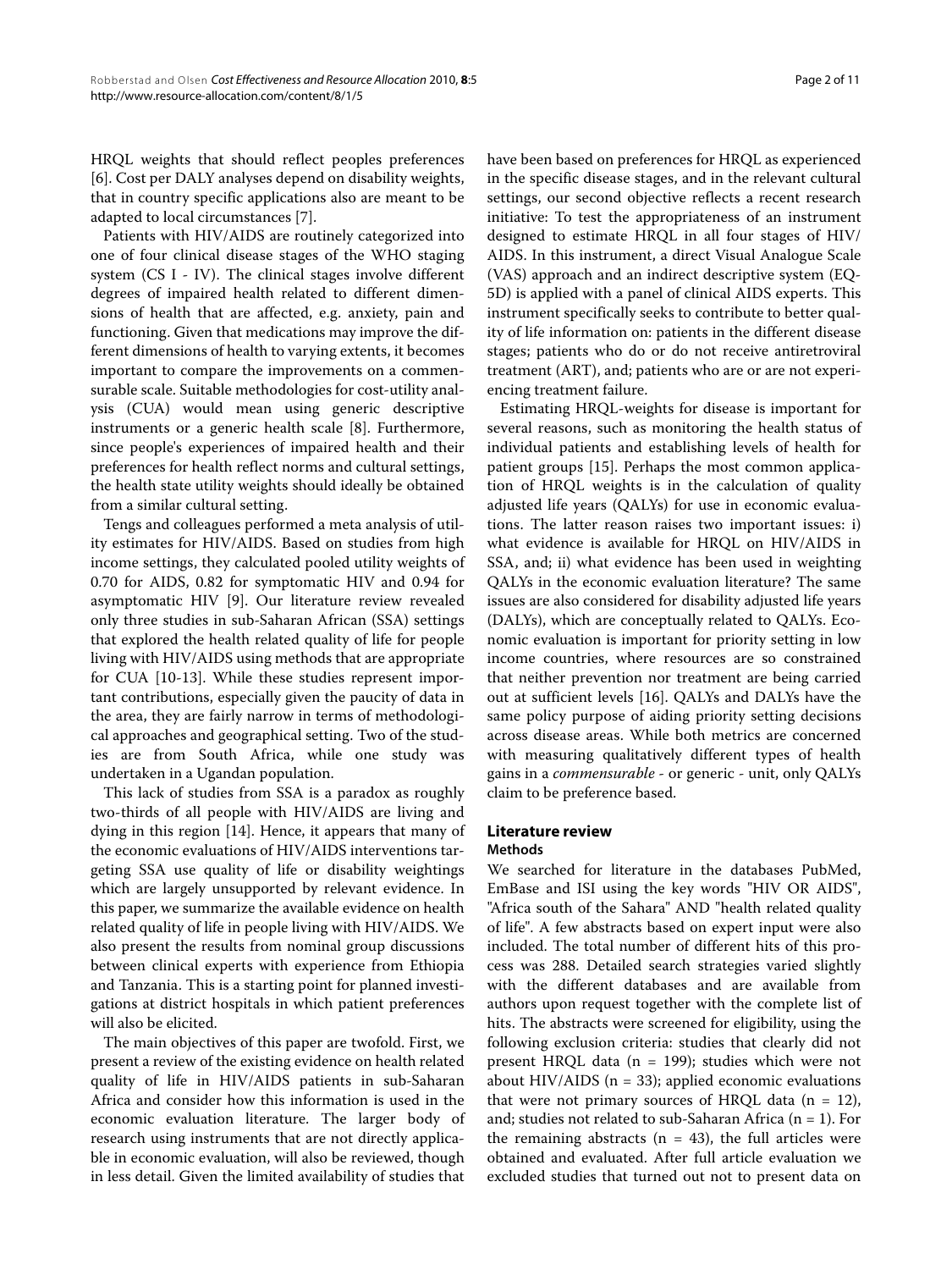HRQL weights that should reflect peoples preferences [6]. Cost per DALY analyses depend on disability weights, that in country specific applications also are meant to be adapted to local circumstances [7].

Patients with HIV/AIDS are routinely categorized into one of four clinical disease stages of the WHO staging system (CS I - IV). The clinical stages involve different degrees of impaired health related to different dimensions of health that are affected, e.g. anxiety, pain and functioning. Given that medications may improve the different dimensions of health to varying extents, it becomes important to compare the improvements on a commensurable scale. Suitable methodologies for cost-utility analysis (CUA) would mean using generic descriptive instruments or a generic health scale [8]. Furthermore, since people's experiences of impaired health and their preferences for health reflect norms and cultural settings, the health state utility weights should ideally be obtained from a similar cultural setting.

Tengs and colleagues performed a meta analysis of utility estimates for HIV/AIDS. Based on studies from high income settings, they calculated pooled utility weights of 0.70 for AIDS, 0.82 for symptomatic HIV and 0.94 for asymptomatic HIV [9]. Our literature review revealed only three studies in sub-Saharan African (SSA) settings that explored the health related quality of life for people living with HIV/AIDS using methods that are appropriate for CUA [10-13]. While these studies represent important contributions, especially given the paucity of data in the area, they are fairly narrow in terms of methodological approaches and geographical setting. Two of the studies are from South Africa, while one study was undertaken in a Ugandan population.

This lack of studies from SSA is a paradox as roughly two-thirds of all people with HIV/AIDS are living and dying in this region [14]. Hence, it appears that many of the economic evaluations of HIV/AIDS interventions targeting SSA use quality of life or disability weightings which are largely unsupported by relevant evidence. In this paper, we summarize the available evidence on health related quality of life in people living with HIV/AIDS. We also present the results from nominal group discussions between clinical experts with experience from Ethiopia and Tanzania. This is a starting point for planned investigations at district hospitals in which patient preferences will also be elicited.

The main objectives of this paper are twofold. First, we present a review of the existing evidence on health related quality of life in HIV/AIDS patients in sub-Saharan Africa and consider how this information is used in the economic evaluation literature. The larger body of research using instruments that are not directly applicable in economic evaluation, will also be reviewed, though in less detail. Given the limited availability of studies that have been based on preferences for HRQL as experienced in the specific disease stages, and in the relevant cultural settings, our second objective reflects a recent research initiative: To test the appropriateness of an instrument designed to estimate HRQL in all four stages of HIV/AIDS. In this instrument, a direct Visual Analogue Scale (VAS) approach and an indirect descriptive system (EQ-5D) is applied with a panel of clinical AIDS experts. This instrument specifically seeks to contribute to better quality of life information on: patients in the different disease stages; patients who do or do not receive antiretroviral treatment (ART), and; patients who are or are not experiencing treatment failure.

Estimating HRQL-weights for disease is important for several reasons, such as monitoring the health status of individual patients and establishing levels of health for patient groups [15]. Perhaps the most common application of HRQL weights is in the calculation of quality adjusted life years (QALYs) for use in economic evaluations. The latter reason raises two important issues: i) what evidence is available for HRQL on HIV/AIDS in SSA, and; ii) what evidence has been used in weighting QALYs in the economic evaluation literature? The same issues are also considered for disability adjusted life years (DALYs), which are conceptually related to QALYs. Economic evaluation is important for priority setting in low income countries, where resources are so constrained that neither prevention nor treatment are being carried out at sufficient levels [16]. QALYs and DALYs have the same policy purpose of aiding priority setting decisions across disease areas. While both metrics are concerned with measuring qualitatively different types of health gains in a *commensurable* - or generic - unit, only QALYs claim to be preference based.

## Literature review

### Methods

We searched for literature in the databases PubMed, EmBase and ISI using the key words "HIV OR AIDS", "Africa south of the Sahara" AND "health related quality of life". A few abstracts based on expert input were also included. The total number of different hits of this process was 288. Detailed search strategies varied slightly with the different databases and are available from authors upon request together with the complete list of hits. The abstracts were screened for eligibility, using the following exclusion criteria: studies that clearly did not present HRQL data (n = 199); studies which were not about HIV/AIDS (n = 33); applied economic evaluations that were not primary sources of HRQL data (n = 12), and; studies not related to sub-Saharan Africa (n = 1). For the remaining abstracts (n = 43), the full articles were obtained and evaluated. After full article evaluation we excluded studies that turned out not to present data on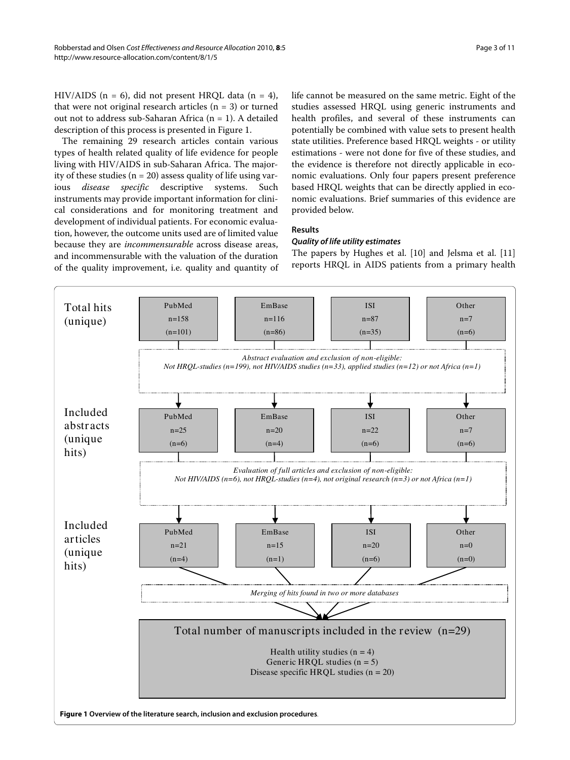HIV/AIDS (n = 6), did not present HRQL data (n = 4), that were not original research articles (n = 3) or turned out not to address sub-Saharan Africa (n = 1). A detailed description of this process is presented in Figure 1.

The remaining 29 research articles contain various types of health related quality of life evidence for people living with HIV/AIDS in sub-Saharan Africa. The majority of these studies (n = 20) assess quality of life using various *disease specific* descriptive systems. Such instruments may provide important information for clinical considerations and for monitoring treatment and development of individual patients. For economic evaluation, however, the outcome units used are of limited value because they are *incommensurable* across disease areas, and incommensurable with the valuation of the duration of the quality improvement, i.e. quality and quantity of life cannot be measured on the same metric. Eight of the studies assessed HRQL using generic instruments and health profiles, and several of these instruments can potentially be combined with value sets to present health state utilities. Preference based HRQL weights - or utility estimations - were not done for five of these studies, and the evidence is therefore not directly applicable in economic evaluations. Only four papers present preference based HRQL weights that can be directly applied in economic evaluations. Brief summaries of this evidence are provided below.

## Results

### Quality of life utility estimates

The papers by Hughes et al. [10] and Jelsma et al. [11] reports HRQL in AIDS patients from a primary health

Total hits (unique)

PubMed n=158 (n=101)
EmBase n=116 (n=86)
ISI n=87 (n=35)
Other n=7 (n=6)

*Abstract evaluation and exclusion of non-eligible:*
*Not HRQL-studies (n=199), not HIV/AIDS studies (n=33), applied studies (n=12) or not Africa (n=1)*

Included abstracts (unique hits)

PubMed n=25 (n=6)
EmBase n=20 (n=4)
ISI n=22 (n=6)
Other n=7 (n=6)

*Evaluation of full articles and exclusion of non-eligible:*
*Not HIV/AIDS (n=6), not HRQL-studies (n=4), not original research (n=3) or not Africa (n=1)*

Included articles (unique hits)

PubMed n=21 (n=4)
EmBase n=15 (n=1)
ISI n=20 (n=6)
Other n=0 (n=0)

*Merging of hits found in two or more databases*

Total number of manuscripts included in the review (n=29)

Health utility studies (n = 4)
Generic HRQL studies (n = 5)
Disease specific HRQL studies (n = 20)

**Figure 1 Overview of the literature search, inclusion and exclusion procedures**.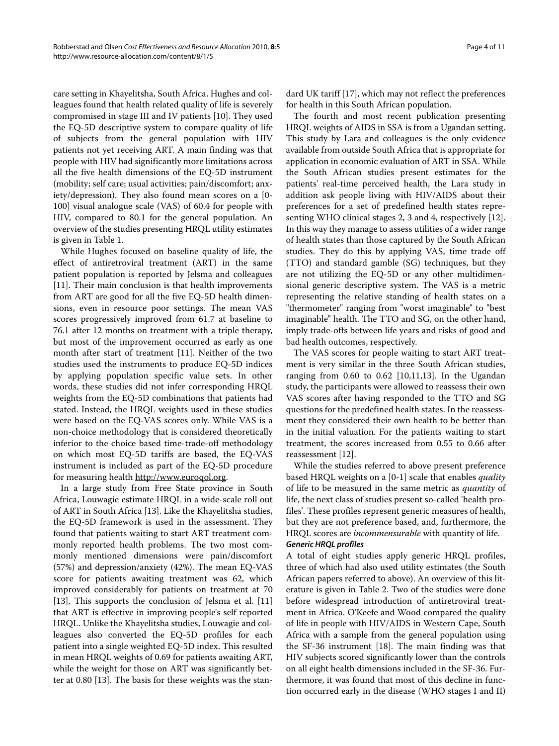care setting in Khayelitsha, South Africa. Hughes and colleagues found that health related quality of life is severely compromised in stage III and IV patients [10]. They used the EQ-5D descriptive system to compare quality of life of subjects from the general population with HIV patients not yet receiving ART. A main finding was that people with HIV had significantly more limitations across all the five health dimensions of the EQ-5D instrument (mobility; self care; usual activities; pain/discomfort; anxiety/depression). They also found mean scores on a [0-100] visual analogue scale (VAS) of 60.4 for people with HIV, compared to 80.1 for the general population. An overview of the studies presenting HRQL utility estimates is given in Table 1.

While Hughes focused on baseline quality of life, the effect of antiretroviral treatment (ART) in the same patient population is reported by Jelsma and colleagues [11]. Their main conclusion is that health improvements from ART are good for all the five EQ-5D health dimensions, even in resource poor settings. The mean VAS scores progressively improved from 61.7 at baseline to 76.1 after 12 months on treatment with a triple therapy, but most of the improvement occurred as early as one month after start of treatment [11]. Neither of the two studies used the instruments to produce EQ-5D indices by applying population specific value sets. In other words, these studies did not infer corresponding HRQL weights from the EQ-5D combinations that patients had stated. Instead, the HRQL weights used in these studies were based on the EQ-VAS scores only. While VAS is a non-choice methodology that is considered theoretically inferior to the choice based time-trade-off methodology on which most EQ-5D tariffs are based, the EQ-VAS instrument is included as part of the EQ-5D procedure for measuring health http://www.euroqol.org.

In a large study from Free State province in South Africa, Louwagie estimate HRQL in a wide-scale roll out of ART in South Africa [13]. Like the Khayelitsha studies, the EQ-5D framework is used in the assessment. They found that patients waiting to start ART treatment commonly reported health problems. The two most commonly mentioned dimensions were pain/discomfort (57%) and depression/anxiety (42%). The mean EQ-VAS score for patients awaiting treatment was 62, which improved considerably for patients on treatment at 70 [13]. This supports the conclusion of Jelsma et al. [11] that ART is effective in improving people's self reported HRQL. Unlike the Khayelitsha studies, Louwagie and colleagues also converted the EQ-5D profiles for each patient into a single weighted EQ-5D index. This resulted in mean HRQL weights of 0.69 for patients awaiting ART, while the weight for those on ART was significantly better at 0.80 [13]. The basis for these weights was the standard UK tariff [17], which may not reflect the preferences for health in this South African population.

The fourth and most recent publication presenting HRQL weights of AIDS in SSA is from a Ugandan setting. This study by Lara and colleagues is the only evidence available from outside South Africa that is appropriate for application in economic evaluation of ART in SSA. While the South African studies present estimates for the patients' real-time perceived health, the Lara study in addition ask people living with HIV/AIDS about their preferences for a set of predefined health states representing WHO clinical stages 2, 3 and 4, respectively [12]. In this way they manage to assess utilities of a wider range of health states than those captured by the South African studies. They do this by applying VAS, time trade off (TTO) and standard gamble (SG) techniques, but they are not utilizing the EQ-5D or any other multidimensional generic descriptive system. The VAS is a metric representing the relative standing of health states on a "thermometer" ranging from "worst imaginable" to "best imaginable" health. The TTO and SG, on the other hand, imply trade-offs between life years and risks of good and bad health outcomes, respectively.

The VAS scores for people waiting to start ART treatment is very similar in the three South African studies, ranging from 0.60 to 0.62 [10,11,13]. In the Ugandan study, the participants were allowed to reassess their own VAS scores after having responded to the TTO and SG questions for the predefined health states. In the reassessment they considered their own health to be better than in the initial valuation. For the patients waiting to start treatment, the scores increased from 0.55 to 0.66 after reassessment [12].

While the studies referred to above present preference based HRQL weights on a [0-1] scale that enables *quality* of life to be measured in the same metric as *quantity* of life, the next class of studies present so-called 'health profiles'. These profiles represent generic measures of health, but they are not preference based, and, furthermore, the HRQL scores are *incommensurable* with quantity of life.

#### *Generic HRQL profiles*

A total of eight studies apply generic HRQL profiles, three of which had also used utility estimates (the South African papers referred to above). An overview of this literature is given in Table 2. Two of the studies were done before widespread introduction of antiretroviral treatment in Africa. O'Keefe and Wood compared the quality of life in people with HIV/AIDS in Western Cape, South Africa with a sample from the general population using the SF-36 instrument [18]. The main finding was that HIV subjects scored significantly lower than the controls on all eight health dimensions included in the SF-36. Furthermore, it was found that most of this decline in function occurred early in the disease (WHO stages I and II)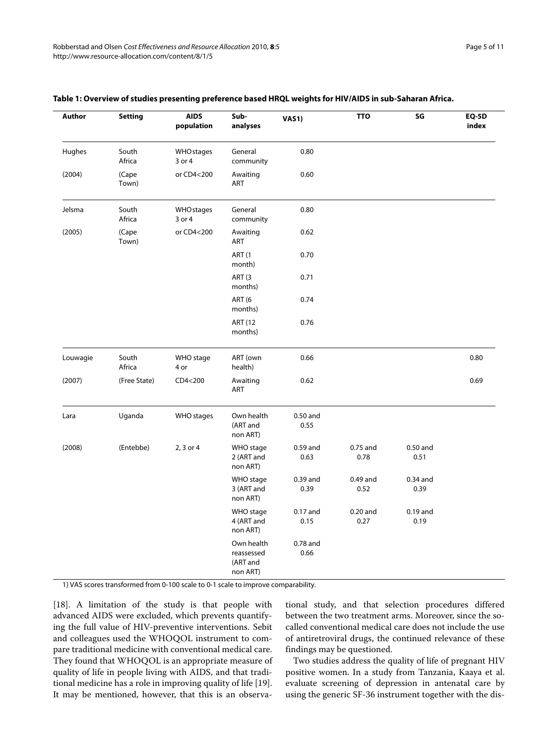**Table 1: Overview of studies presenting preference based HRQL weights for HIV/AIDS in sub-Saharan Africa.**

| Author | Setting | AIDS population | Sub-analyses | VAS1) | TTO | SG | EQ-5D index |
|---|---|---|---|---|---|---|---|
| Hughes | South Africa | WHO stages 3 or 4 | General community | 0.80 | | | |
| (2004) | (Cape Town) | or CD4<200 | Awaiting ART | 0.60 | | | |
| Jelsma | South Africa | WHO stages 3 or 4 | General community | 0.80 | | | |
| (2005) | (Cape Town) | or CD4<200 | Awaiting ART | 0.62 | | | |
| | | | ART (1 month) | 0.70 | | | |
| | | | ART (3 months) | 0.71 | | | |
| | | | ART (6 months) | 0.74 | | | |
| | | | ART (12 months) | 0.76 | | | |
| Louwagie | South Africa | WHO stage 4 or | ART (own health) | 0.66 | | | 0.80 |
| (2007) | (Free State) | CD4<200 | Awaiting ART | 0.62 | | | 0.69 |
| Lara | Uganda | WHO stages | Own health (ART and non ART) | 0.50 and 0.55 | | | |
| (2008) | (Entebbe) | 2, 3 or 4 | WHO stage 2 (ART and non ART) | 0.59 and 0.63 | 0.75 and 0.78 | 0.50 and 0.51 | |
| | | | WHO stage 3 (ART and non ART) | 0.39 and 0.39 | 0.49 and 0.52 | 0.34 and 0.39 | |
| | | | WHO stage 4 (ART and non ART) | 0.17 and 0.15 | 0.20 and 0.27 | 0.19 and 0.19 | |
| | | | Own health reassessed (ART and non ART) | 0.78 and 0.66 | | | |

1) VAS scores transformed from 0-100 scale to 0-1 scale to improve comparability.

[18]. A limitation of the study is that people with advanced AIDS were excluded, which prevents quantifying the full value of HIV-preventive interventions. Sebit and colleagues used the WHOQOL instrument to compare traditional medicine with conventional medical care. They found that WHOQOL is an appropriate measure of quality of life in people living with AIDS, and that traditional medicine has a role in improving quality of life [19]. It may be mentioned, however, that this is an observational study, and that selection procedures differed between the two treatment arms. Moreover, since the so-called conventional medical care does not include the use of antiretroviral drugs, the continued relevance of these findings may be questioned.

Two studies address the quality of life of pregnant HIV positive women. In a study from Tanzania, Kaaya et al. evaluate screening of depression in antenatal care by using the generic SF-36 instrument together with the dis-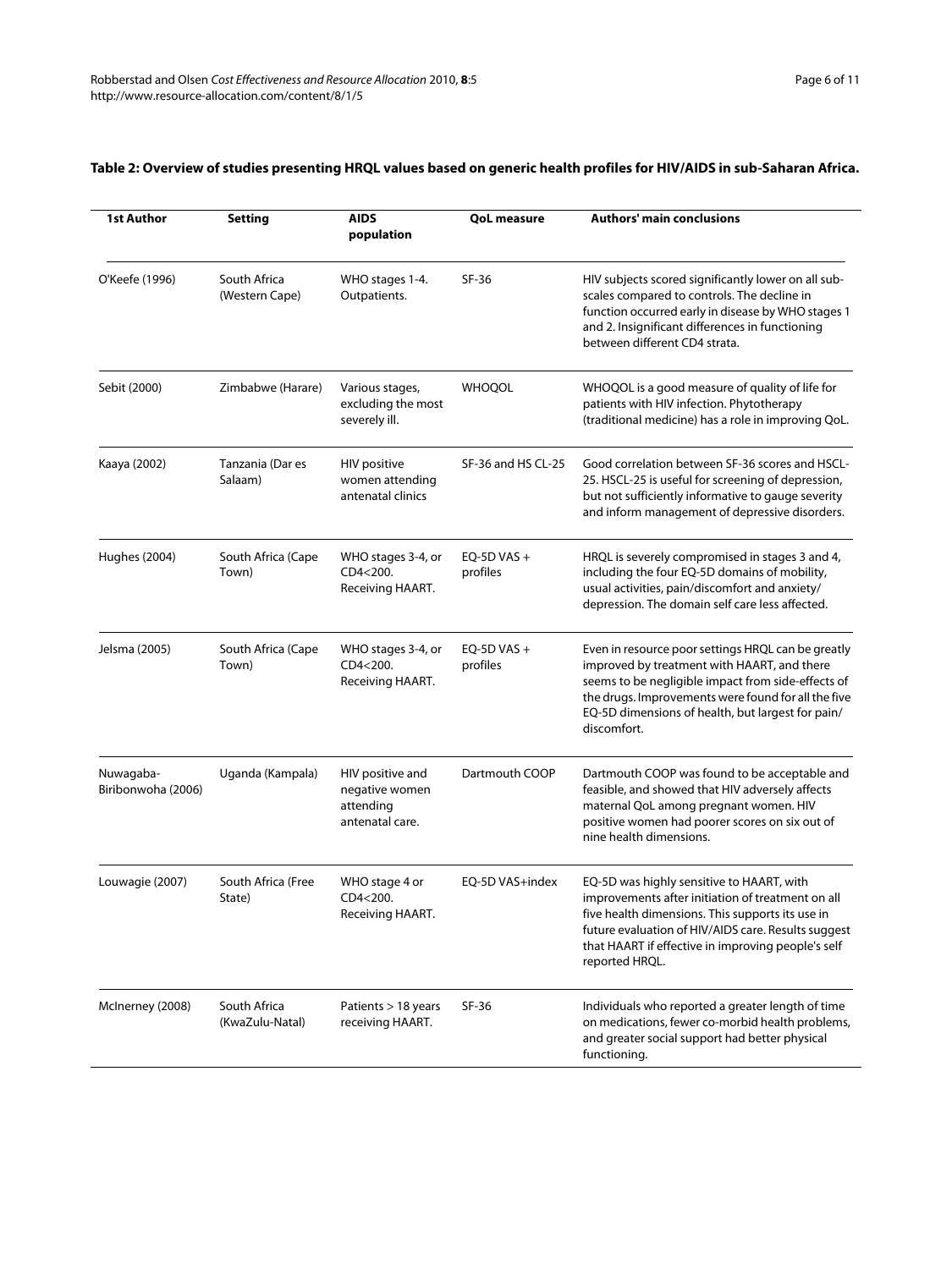**Table 2: Overview of studies presenting HRQL values based on generic health profiles for HIV/AIDS in sub-Saharan Africa.**

| 1st Author | Setting | AIDS population | QoL measure | Authors' main conclusions |
|---|---|---|---|---|
| O'Keefe (1996) | South Africa (Western Cape) | WHO stages 1-4. Outpatients. | SF-36 | HIV subjects scored significantly lower on all sub-scales compared to controls. The decline in function occurred early in disease by WHO stages 1 and 2. Insignificant differences in functioning between different CD4 strata. |
| Sebit (2000) | Zimbabwe (Harare) | Various stages, excluding the most severely ill. | WHOQOL | WHOQOL is a good measure of quality of life for patients with HIV infection. Phytotherapy (traditional medicine) has a role in improving QoL. |
| Kaaya (2002) | Tanzania (Dar es Salaam) | HIV positive women attending antenatal clinics | SF-36 and HS CL-25 | Good correlation between SF-36 scores and HSCL-25. HSCL-25 is useful for screening of depression, but not sufficiently informative to gauge severity and inform management of depressive disorders. |
| Hughes (2004) | South Africa (Cape Town) | WHO stages 3-4, or CD4<200. Receiving HAART. | EQ-5D VAS + profiles | HRQL is severely compromised in stages 3 and 4, including the four EQ-5D domains of mobility, usual activities, pain/discomfort and anxiety/depression. The domain self care less affected. |
| Jelsma (2005) | South Africa (Cape Town) | WHO stages 3-4, or CD4<200. Receiving HAART. | EQ-5D VAS + profiles | Even in resource poor settings HRQL can be greatly improved by treatment with HAART, and there seems to be negligible impact from side-effects of the drugs. Improvements were found for all the five EQ-5D dimensions of health, but largest for pain/discomfort. |
| Nuwagaba-Biribonwoha (2006) | Uganda (Kampala) | HIV positive and negative women attending antenatal care. | Dartmouth COOP | Dartmouth COOP was found to be acceptable and feasible, and showed that HIV adversely affects maternal QoL among pregnant women. HIV positive women had poorer scores on six out of nine health dimensions. |
| Louwagie (2007) | South Africa (Free State) | WHO stage 4 or CD4<200. Receiving HAART. | EQ-5D VAS+index | EQ-5D was highly sensitive to HAART, with improvements after initiation of treatment on all five health dimensions. This supports its use in future evaluation of HIV/AIDS care. Results suggest that HAART if effective in improving people's self reported HRQL. |
| McInerney (2008) | South Africa (KwaZulu-Natal) | Patients > 18 years receiving HAART. | SF-36 | Individuals who reported a greater length of time on medications, fewer co-morbid health problems, and greater social support had better physical functioning. |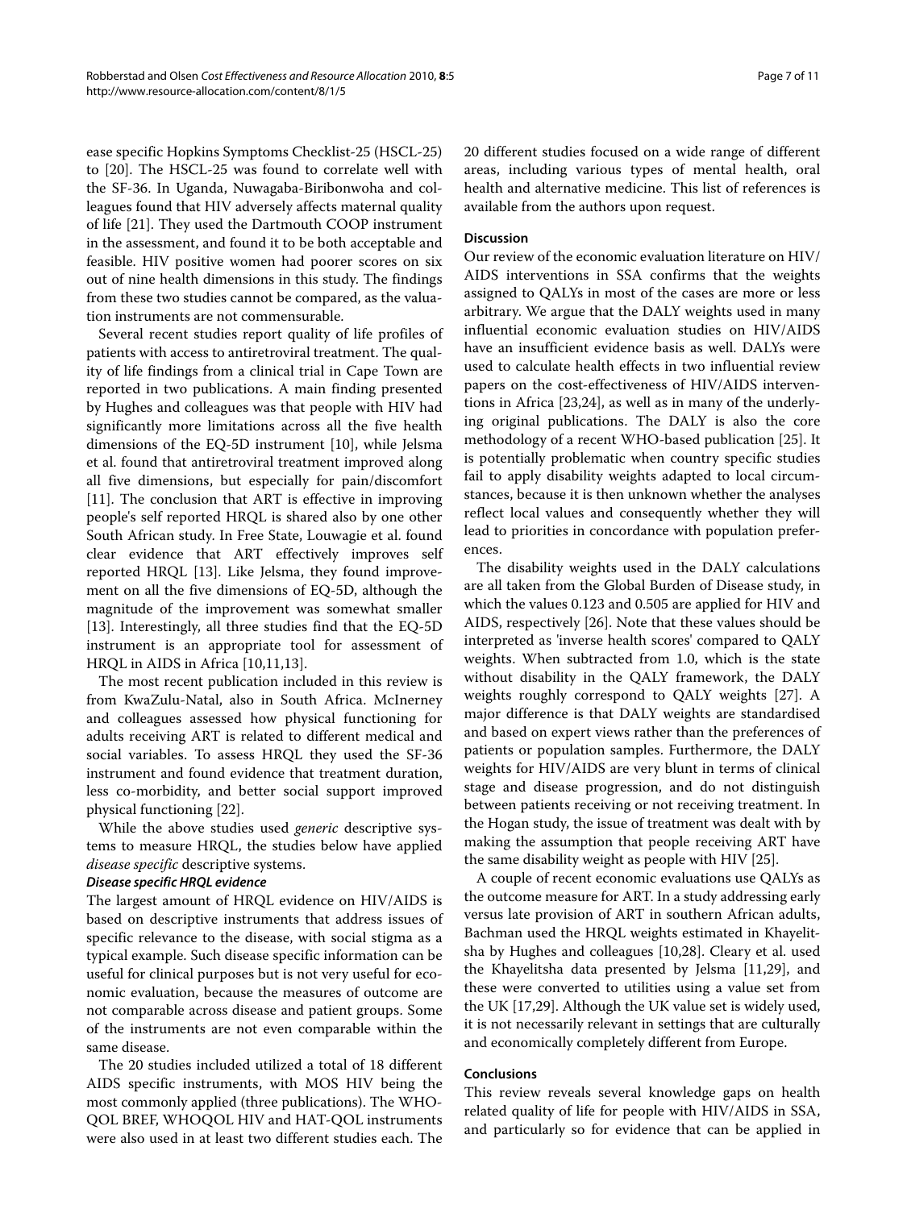ease specific Hopkins Symptoms Checklist-25 (HSCL-25) to [20]. The HSCL-25 was found to correlate well with the SF-36. In Uganda, Nuwagaba-Biribonwoha and colleagues found that HIV adversely affects maternal quality of life [21]. They used the Dartmouth COOP instrument in the assessment, and found it to be both acceptable and feasible. HIV positive women had poorer scores on six out of nine health dimensions in this study. The findings from these two studies cannot be compared, as the valuation instruments are not commensurable.

Several recent studies report quality of life profiles of patients with access to antiretroviral treatment. The quality of life findings from a clinical trial in Cape Town are reported in two publications. A main finding presented by Hughes and colleagues was that people with HIV had significantly more limitations across all the five health dimensions of the EQ-5D instrument [10], while Jelsma et al. found that antiretroviral treatment improved along all five dimensions, but especially for pain/discomfort [11]. The conclusion that ART is effective in improving people's self reported HRQL is shared also by one other South African study. In Free State, Louwagie et al. found clear evidence that ART effectively improves self reported HRQL [13]. Like Jelsma, they found improvement on all the five dimensions of EQ-5D, although the magnitude of the improvement was somewhat smaller [13]. Interestingly, all three studies find that the EQ-5D instrument is an appropriate tool for assessment of HRQL in AIDS in Africa [10,11,13].

The most recent publication included in this review is from KwaZulu-Natal, also in South Africa. McInerney and colleagues assessed how physical functioning for adults receiving ART is related to different medical and social variables. To assess HRQL they used the SF-36 instrument and found evidence that treatment duration, less co-morbidity, and better social support improved physical functioning [22].

While the above studies used *generic* descriptive systems to measure HRQL, the studies below have applied *disease specific* descriptive systems.

#### *Disease specific HRQL evidence*

The largest amount of HRQL evidence on HIV/AIDS is based on descriptive instruments that address issues of specific relevance to the disease, with social stigma as a typical example. Such disease specific information can be useful for clinical purposes but is not very useful for economic evaluation, because the measures of outcome are not comparable across disease and patient groups. Some of the instruments are not even comparable within the same disease.

The 20 studies included utilized a total of 18 different AIDS specific instruments, with MOS HIV being the most commonly applied (three publications). The WHO-QOL BREF, WHOQOL HIV and HAT-QOL instruments were also used in at least two different studies each. The 20 different studies focused on a wide range of different areas, including various types of mental health, oral health and alternative medicine. This list of references is available from the authors upon request.

## Discussion

Our review of the economic evaluation literature on HIV/AIDS interventions in SSA confirms that the weights assigned to QALYs in most of the cases are more or less arbitrary. We argue that the DALY weights used in many influential economic evaluation studies on HIV/AIDS have an insufficient evidence basis as well. DALYs were used to calculate health effects in two influential review papers on the cost-effectiveness of HIV/AIDS interventions in Africa [23,24], as well as in many of the underlying original publications. The DALY is also the core methodology of a recent WHO-based publication [25]. It is potentially problematic when country specific studies fail to apply disability weights adapted to local circumstances, because it is then unknown whether the analyses reflect local values and consequently whether they will lead to priorities in concordance with population preferences.

The disability weights used in the DALY calculations are all taken from the Global Burden of Disease study, in which the values 0.123 and 0.505 are applied for HIV and AIDS, respectively [26]. Note that these values should be interpreted as 'inverse health scores' compared to QALY weights. When subtracted from 1.0, which is the state without disability in the QALY framework, the DALY weights roughly correspond to QALY weights [27]. A major difference is that DALY weights are standardised and based on expert views rather than the preferences of patients or population samples. Furthermore, the DALY weights for HIV/AIDS are very blunt in terms of clinical stage and disease progression, and do not distinguish between patients receiving or not receiving treatment. In the Hogan study, the issue of treatment was dealt with by making the assumption that people receiving ART have the same disability weight as people with HIV [25].

A couple of recent economic evaluations use QALYs as the outcome measure for ART. In a study addressing early versus late provision of ART in southern African adults, Bachman used the HRQL weights estimated in Khayelitsha by Hughes and colleagues [10,28]. Cleary et al. used the Khayelitsha data presented by Jelsma [11,29], and these were converted to utilities using a value set from the UK [17,29]. Although the UK value set is widely used, it is not necessarily relevant in settings that are culturally and economically completely different from Europe.

## Conclusions

This review reveals several knowledge gaps on health related quality of life for people with HIV/AIDS in SSA, and particularly so for evidence that can be applied in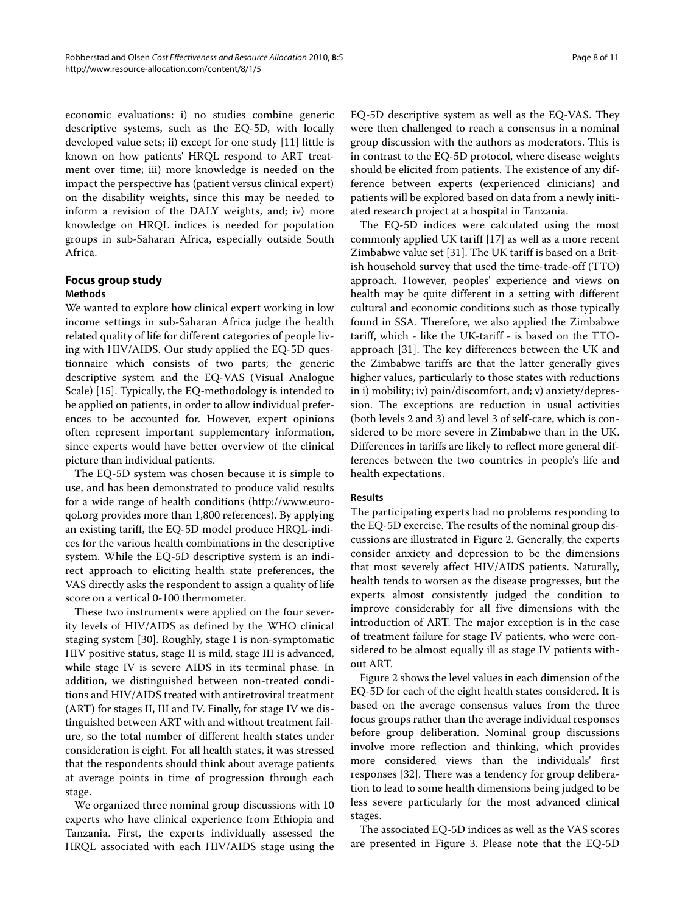economic evaluations: i) no studies combine generic descriptive systems, such as the EQ-5D, with locally developed value sets; ii) except for one study [11] little is known on how patients' HRQL respond to ART treatment over time; iii) more knowledge is needed on the impact the perspective has (patient versus clinical expert) on the disability weights, since this may be needed to inform a revision of the DALY weights, and; iv) more knowledge on HRQL indices is needed for population groups in sub-Saharan Africa, especially outside South Africa.

## Focus group study

### Methods

We wanted to explore how clinical expert working in low income settings in sub-Saharan Africa judge the health related quality of life for different categories of people living with HIV/AIDS. Our study applied the EQ-5D questionnaire which consists of two parts; the generic descriptive system and the EQ-VAS (Visual Analogue Scale) [15]. Typically, the EQ-methodology is intended to be applied on patients, in order to allow individual preferences to be accounted for. However, expert opinions often represent important supplementary information, since experts would have better overview of the clinical picture than individual patients.

The EQ-5D system was chosen because it is simple to use, and has been demonstrated to produce valid results for a wide range of health conditions (http://www.euroqol.org provides more than 1,800 references). By applying an existing tariff, the EQ-5D model produce HRQL-indices for the various health combinations in the descriptive system. While the EQ-5D descriptive system is an indirect approach to eliciting health state preferences, the VAS directly asks the respondent to assign a quality of life score on a vertical 0-100 thermometer.

These two instruments were applied on the four severity levels of HIV/AIDS as defined by the WHO clinical staging system [30]. Roughly, stage I is non-symptomatic HIV positive status, stage II is mild, stage III is advanced, while stage IV is severe AIDS in its terminal phase. In addition, we distinguished between non-treated conditions and HIV/AIDS treated with antiretroviral treatment (ART) for stages II, III and IV. Finally, for stage IV we distinguished between ART with and without treatment failure, so the total number of different health states under consideration is eight. For all health states, it was stressed that the respondents should think about average patients at average points in time of progression through each stage.

We organized three nominal group discussions with 10 experts who have clinical experience from Ethiopia and Tanzania. First, the experts individually assessed the HRQL associated with each HIV/AIDS stage using the EQ-5D descriptive system as well as the EQ-VAS. They were then challenged to reach a consensus in a nominal group discussion with the authors as moderators. This is in contrast to the EQ-5D protocol, where disease weights should be elicited from patients. The existence of any difference between experts (experienced clinicians) and patients will be explored based on data from a newly initiated research project at a hospital in Tanzania.

The EQ-5D indices were calculated using the most commonly applied UK tariff [17] as well as a more recent Zimbabwe value set [31]. The UK tariff is based on a British household survey that used the time-trade-off (TTO) approach. However, peoples' experience and views on health may be quite different in a setting with different cultural and economic conditions such as those typically found in SSA. Therefore, we also applied the Zimbabwe tariff, which - like the UK-tariff - is based on the TTO-approach [31]. The key differences between the UK and the Zimbabwe tariffs are that the latter generally gives higher values, particularly to those states with reductions in i) mobility; iv) pain/discomfort, and; v) anxiety/depression. The exceptions are reduction in usual activities (both levels 2 and 3) and level 3 of self-care, which is considered to be more severe in Zimbabwe than in the UK. Differences in tariffs are likely to reflect more general differences between the two countries in people's life and health expectations.

### Results

The participating experts had no problems responding to the EQ-5D exercise. The results of the nominal group discussions are illustrated in Figure 2. Generally, the experts consider anxiety and depression to be the dimensions that most severely affect HIV/AIDS patients. Naturally, health tends to worsen as the disease progresses, but the experts almost consistently judged the condition to improve considerably for all five dimensions with the introduction of ART. The major exception is in the case of treatment failure for stage IV patients, who were considered to be almost equally ill as stage IV patients without ART.

Figure 2 shows the level values in each dimension of the EQ-5D for each of the eight health states considered. It is based on the average consensus values from the three focus groups rather than the average individual responses before group deliberation. Nominal group discussions involve more reflection and thinking, which provides more considered views than the individuals' first responses [32]. There was a tendency for group deliberation to lead to some health dimensions being judged to be less severe particularly for the most advanced clinical stages.

The associated EQ-5D indices as well as the VAS scores are presented in Figure 3. Please note that the EQ-5D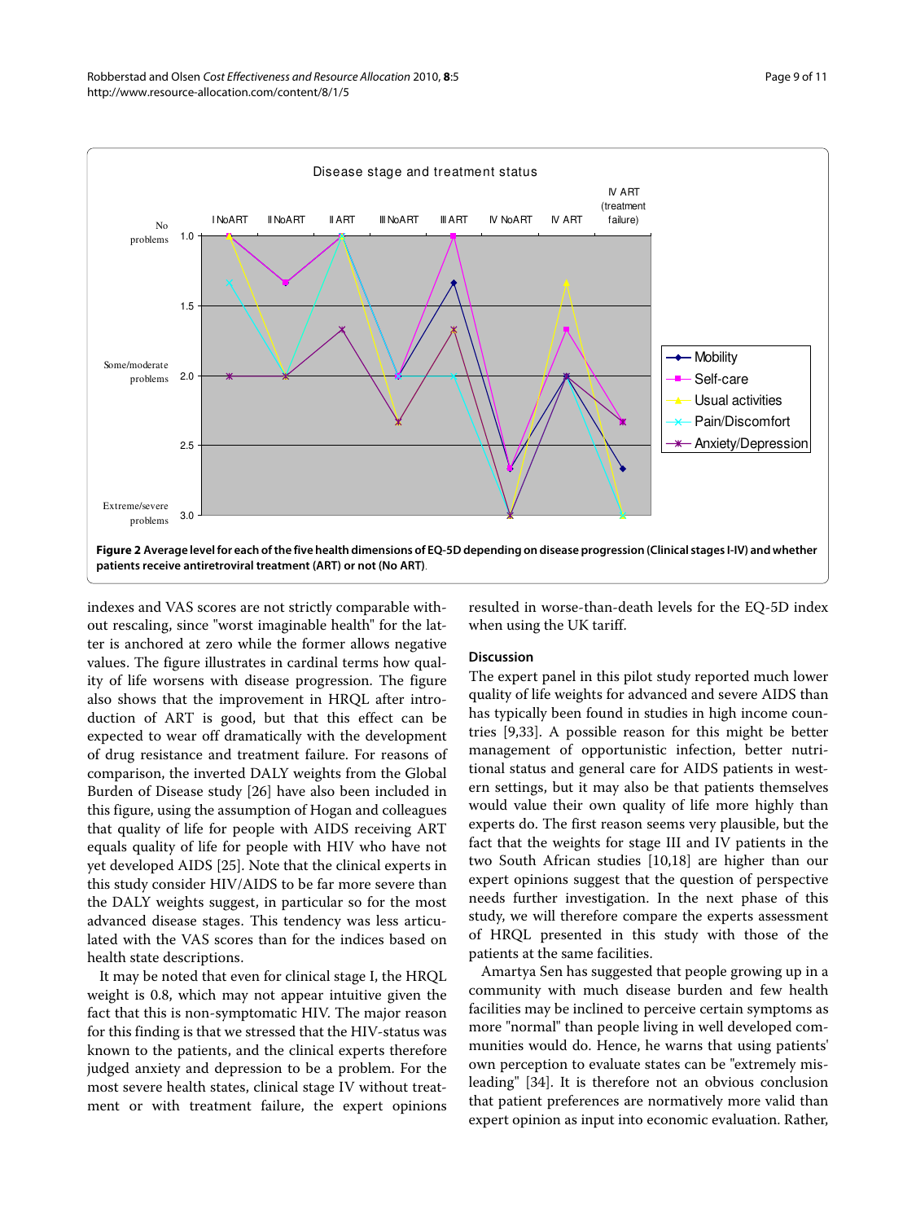Disease stage and treatment status

I NoART
II NoART
II ART
III NoART
III ART
IV NoART
IV ART
IV ART (treatment failure)

No problems 1.0
1.5
Some/moderate problems 2.0
2.5
Extreme/severe problems 3.0

Mobility
Self-care
Usual activities
Pain/Discomfort
Anxiety/Depression

**Figure 2 Average level for each of the five health dimensions of EQ-5D depending on disease progression (Clinical stages I-IV) and whether patients receive antiretroviral treatment (ART) or not (No ART)**.

indexes and VAS scores are not strictly comparable without rescaling, since "worst imaginable health" for the latter is anchored at zero while the former allows negative values. The figure illustrates in cardinal terms how quality of life worsens with disease progression. The figure also shows that the improvement in HRQL after introduction of ART is good, but that this effect can be expected to wear off dramatically with the development of drug resistance and treatment failure. For reasons of comparison, the inverted DALY weights from the Global Burden of Disease study [26] have also been included in this figure, using the assumption of Hogan and colleagues that quality of life for people with AIDS receiving ART equals quality of life for people with HIV who have not yet developed AIDS [25]. Note that the clinical experts in this study consider HIV/AIDS to be far more severe than the DALY weights suggest, in particular so for the most advanced disease stages. This tendency was less articulated with the VAS scores than for the indices based on health state descriptions.

It may be noted that even for clinical stage I, the HRQL weight is 0.8, which may not appear intuitive given the fact that this is non-symptomatic HIV. The major reason for this finding is that we stressed that the HIV-status was known to the patients, and the clinical experts therefore judged anxiety and depression to be a problem. For the most severe health states, clinical stage IV without treatment or with treatment failure, the expert opinions resulted in worse-than-death levels for the EQ-5D index when using the UK tariff.

## Discussion

The expert panel in this pilot study reported much lower quality of life weights for advanced and severe AIDS than has typically been found in studies in high income countries [9,33]. A possible reason for this might be better management of opportunistic infection, better nutritional status and general care for AIDS patients in western settings, but it may also be that patients themselves would value their own quality of life more highly than experts do. The first reason seems very plausible, but the fact that the weights for stage III and IV patients in the two South African studies [10,18] are higher than our expert opinions suggest that the question of perspective needs further investigation. In the next phase of this study, we will therefore compare the experts assessment of HRQL presented in this study with those of the patients at the same facilities.

Amartya Sen has suggested that people growing up in a community with much disease burden and few health facilities may be inclined to perceive certain symptoms as more "normal" than people living in well developed communities would do. Hence, he warns that using patients' own perception to evaluate states can be "extremely misleading" [34]. It is therefore not an obvious conclusion that patient preferences are normatively more valid than expert opinion as input into economic evaluation. Rather,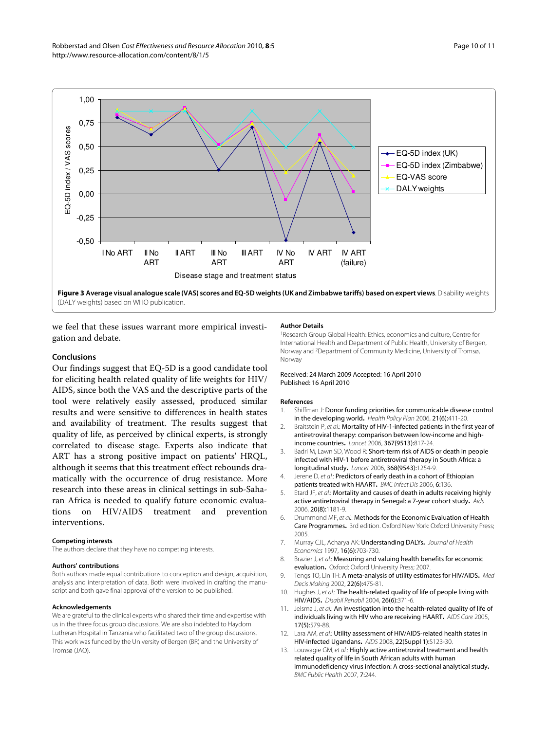1,00
0,75
0,50
0,25
0,00
-0,25
-0,50

EQ-5D index / VAS scores

I No ART
II No ART
II ART
III No ART
III ART
IV No ART
IV ART
IV ART (failure)

Disease stage and treatment status

EQ-5D index (UK)
EQ-5D index (Zimbabwe)
EQ-VAS score
DALY weights

**Figure 3 Average visual analogue scale (VAS) scores and EQ-5D weights (UK and Zimbabwe tariffs) based on expert views**. Disability weights (DALY weights) based on WHO publication.

we feel that these issues warrant more empirical investigation and debate.

## Conclusions

Our findings suggest that EQ-5D is a good candidate tool for eliciting health related quality of life weights for HIV/AIDS, since both the VAS and the descriptive parts of the tool were relatively easily assessed, produced similar results and were sensitive to differences in health states and availability of treatment. The results suggest that quality of life, as perceived by clinical experts, is strongly correlated to disease stage. Experts also indicate that ART has a strong positive impact on patients' HRQL, although it seems that this treatment effect rebounds dramatically with the occurrence of drug resistance. More research into these areas in clinical settings in sub-Saharan Africa is needed to qualify future economic evaluations on HIV/AIDS treatment and prevention interventions.

#### Competing interests

The authors declare that they have no competing interests.

#### Authors' contributions

Both authors made equal contributions to conception and design, acquisition, analysis and interpretation of data. Both were involved in drafting the manuscript and both gave final approval of the version to be published.

#### Acknowledgements

We are grateful to the clinical experts who shared their time and expertise with us in the three focus group discussions. We are also indebted to Haydom Lutheran Hospital in Tanzania who facilitated two of the group discussions. This work was funded by the University of Bergen (BR) and the University of Tromsø (JAO).

#### Author Details

[1]Research Group Global Health: Ethics, economics and culture, Centre for International Health and Department of Public Health, University of Bergen, Norway and [2]Department of Community Medicine, University of Tromsø, Norway

Received: 24 March 2009 Accepted: 16 April 2010
Published: 16 April 2010

#### References

1. Shiffman J: **Donor funding priorities for communicable disease control in the developing world.** *Health Policy Plan* 2006, **21(6)**:411-20.
2. Braitstein P, *et al.*: **Mortality of HIV-1-infected patients in the first year of antiretroviral therapy: comparison between low-income and high-income countries.** *Lancet* 2006, **367(9513)**:817-24.
3. Badri M, Lawn SD, Wood R: **Short-term risk of AIDS or death in people infected with HIV-1 before antiretroviral therapy in South Africa: a longitudinal study.** *Lancet* 2006, **368(9543)**:1254-9.
4. Jerene D, *et al.*: **Predictors of early death in a cohort of Ethiopian patients treated with HAART.** *BMC Infect Dis* 2006, **6**:136.
5. Etard JF, *et al.*: **Mortality and causes of death in adults receiving highly active antiretroviral therapy in Senegal: a 7-year cohort study.** *Aids* 2006, **20(8)**:1181-9.
6. Drummond MF, *et al.*: **Methods for the Economic Evaluation of Health Care Programmes.** 3rd edition. Oxford New York: Oxford University Press; 2005.
7. Murray CJL, Acharya AK: **Understanding DALYs.** *Journal of Health Economics* 1997, **16(6)**:703-730.
8. Brazier J, *et al.*: **Measuring and valuing health benefits for economic evaluation.** Oxford: Oxford University Press; 2007.
9. Tengs TO, Lin TH: **A meta-analysis of utility estimates for HIV/AIDS.** *Med Decis Making* 2002, **22(6)**:475-81.
10. Hughes J, *et al.*: **The health-related quality of life of people living with HIV/AIDS.** *Disabil Rehabil* 2004, **26(6)**:371-6.
11. Jelsma J, *et al.*: **An investigation into the health-related quality of life of individuals living with HIV who are receiving HAART.** *AIDS Care* 2005, **17(5)**:579-88.
12. Lara AM, *et al.*: **Utility assessment of HIV/AIDS-related health states in HIV-infected Ugandans.** *AIDS* 2008, **22(Suppl 1)**:S123-30.
13. Louwagie GM, *et al.*: **Highly active antiretroviral treatment and health related quality of life in South African adults with human immunodeficiency virus infection: A cross-sectional analytical study.** *BMC Public Health* 2007, **7**:244.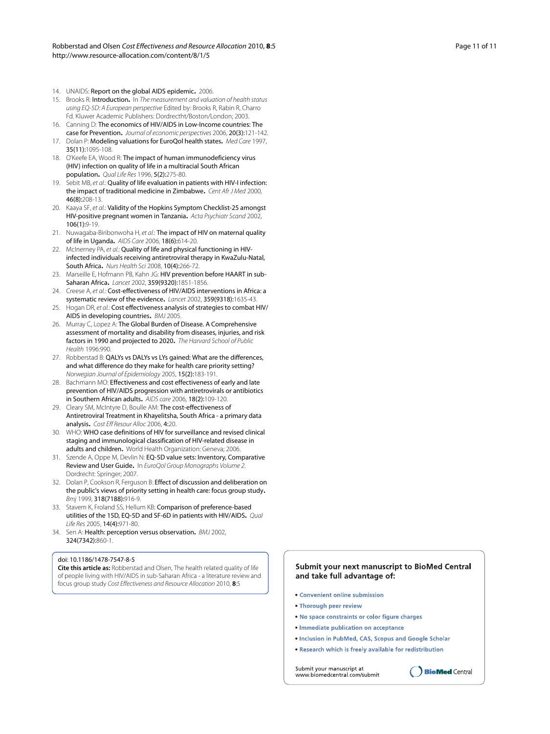14. UNAIDS: **Report on the global AIDS epidemic.** 2006.
15. Brooks R: **Introduction.** In *The measurement and valuation of health status using EQ-5D: A European perspective* Edited by: Brooks R, Rabin R, Charro Fd. Kluwer Academic Publishers: Dordrecht/Boston/London; 2003.
16. Canning D: **The economics of HIV/AIDS in Low-Income countries: The case for Prevention.** *Journal of economic perspectives* 2006, **20(3)**:121-142.
17. Dolan P: **Modeling valuations for EuroQol health states.** *Med Care* 1997, **35(11)**:1095-108.
18. O'Keefe EA, Wood R: **The impact of human immunodeficiency virus (HIV) infection on quality of life in a multiracial South African population.** *Qual Life Res* 1996, **5(2)**:275-80.
19. Sebit MB, *et al.*: **Quality of life evaluation in patients with HIV-I infection: the impact of traditional medicine in Zimbabwe.** *Cent Afr J Med* 2000, **46(8)**:208-13.
20. Kaaya SF, *et al.*: **Validity of the Hopkins Symptom Checklist-25 amongst HIV-positive pregnant women in Tanzania.** *Acta Psychiatr Scand* 2002, **106(1)**:9-19.
21. Nuwagaba-Biribonwoha H, *et al.*: **The impact of HIV on maternal quality of life in Uganda.** *AIDS Care* 2006, **18(6)**:614-20.
22. McInerney PA, *et al.*: **Quality of life and physical functioning in HIV-infected individuals receiving antiretroviral therapy in KwaZulu-Natal, South Africa.** *Nurs Health Sci* 2008, **10(4)**:266-72.
23. Marseille E, Hofmann PB, Kahn JG: **HIV prevention before HAART in sub-Saharan Africa.** *Lancet* 2002, **359(9320)**:1851-1856.
24. Creese A, *et al.*: **Cost-effectiveness of HIV/AIDS interventions in Africa: a systematic review of the evidence.** *Lancet* 2002, **359(9318)**:1635-43.
25. Hogan DR, *et al.*: **Cost effectiveness analysis of strategies to combat HIV/AIDS in developing countries.** *BMJ* 2005.
26. Murray C, Lopez A: **The Global Burden of Disease. A Comprehensive assessment of mortality and disability from diseases, injuries, and risk factors in 1990 and projected to 2020.** *The Harvard School of Public Health* 1996:990.
27. Robberstad B: **QALYs vs DALYs vs LYs gained: What are the differences, and what difference do they make for health care priority setting?** *Norwegian Journal of Epidemiology* 2005, **15(2)**:183-191.
28. Bachmann MO: **Effectiveness and cost effectiveness of early and late prevention of HIV/AIDS progression with antiretrovirals or antibiotics in Southern African adults.** *AIDS care* 2006, **18(2)**:109-120.
29. Cleary SM, McIntyre D, Boulle AM: **The cost-effectiveness of Antiretroviral Treatment in Khayelitsha, South Africa - a primary data analysis.** *Cost Eff Resour Alloc* 2006, **4**:20.
30. WHO: **WHO case definitions of HIV for surveillance and revised clinical staging and immunological classification of HIV-related disease in adults and children.** World Health Organization: Geneva; 2006.
31. Szende A, Oppe M, Devlin N: **EQ-5D value sets: Inventory, Comparative Review and User Guide.** In *EuroQol Group Monographs Volume 2*. Dordrecht: Springer; 2007.
32. Dolan P, Cookson R, Ferguson B: **Effect of discussion and deliberation on the public's views of priority setting in health care: focus group study.** *Bmj* 1999, **318(7188)**:916-9.
33. Stavem K, Froland SS, Hellum KB: **Comparison of preference-based utilities of the 15D, EQ-5D and SF-6D in patients with HIV/AIDS.** *Qual Life Res* 2005, **14(4)**:971-80.
34. Sen A: **Health: perception versus observation.** *BMJ* 2002, **324(7342)**:860-1.

doi: 10.1186/1478-7547-8-5

**Cite this article as:** Robberstad and Olsen, The health related quality of life of people living with HIV/AIDS in sub-Saharan Africa - a literature review and focus group study *Cost Effectiveness and Resource Allocation* 2010, **8**:5

**Submit your next manuscript to BioMed Central and take full advantage of:**

- **Convenient online submission**
- **Thorough peer review**
- **No space constraints or color figure charges**
- **Immediate publication on acceptance**
- **Inclusion in PubMed, CAS, Scopus and Google Scholar**
- **Research which is freely available for redistribution**

Submit your manuscript at
www.biomedcentral.com/submit

BioMed Central